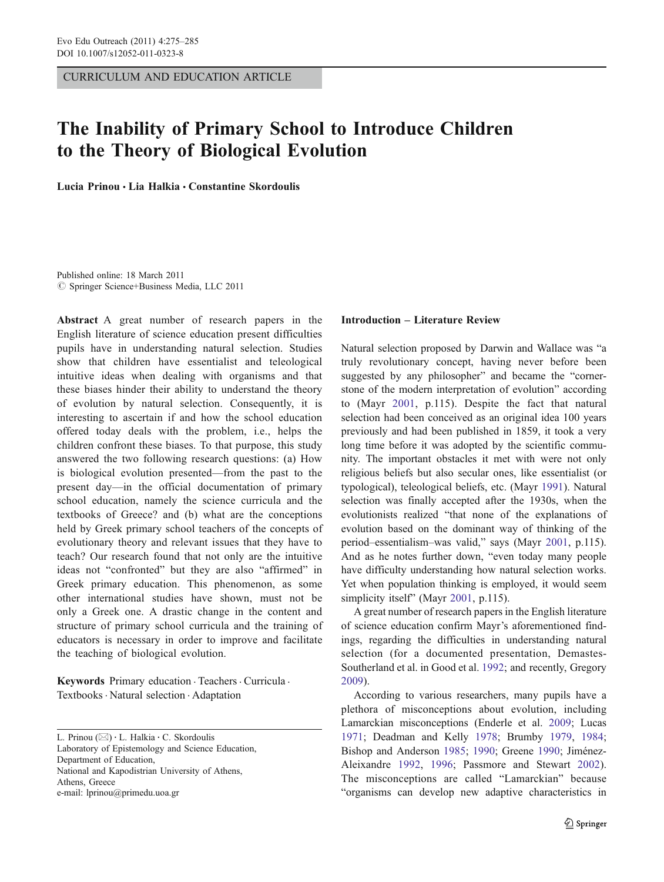CURRICULUM AND EDUCATION ARTICLE

# The Inability of Primary School to Introduce Children to the Theory of Biological Evolution

**Lucia Prinou · Lia Halkia · Constantine Skordoulis**

Published online: 18 March 2011
© Springer Science+Business Media, LLC 2011

**Abstract** A great number of research papers in the English literature of science education present difficulties pupils have in understanding natural selection. Studies show that children have essentialist and teleological intuitive ideas when dealing with organisms and that these biases hinder their ability to understand the theory of evolution by natural selection. Consequently, it is interesting to ascertain if and how the school education offered today deals with the problem, i.e., helps the children confront these biases. To that purpose, this study answered the two following research questions: (a) How is biological evolution presented—from the past to the present day—in the official documentation of primary school education, namely the science curricula and the textbooks of Greece? and (b) what are the conceptions held by Greek primary school teachers of the concepts of evolutionary theory and relevant issues that they have to teach? Our research found that not only are the intuitive ideas not "confronted" but they are also "affirmed" in Greek primary education. This phenomenon, as some other international studies have shown, must not be only a Greek one. A drastic change in the content and structure of primary school curricula and the training of educators is necessary in order to improve and facilitate the teaching of biological evolution.

**Keywords** Primary education · Teachers · Curricula · Textbooks · Natural selection · Adaptation

L. Prinou (✉) · L. Halkia · C. Skordoulis
Laboratory of Epistemology and Science Education,
Department of Education,
National and Kapodistrian University of Athens,
Athens, Greece
e-mail: lprinou@primedu.uoa.gr

## Introduction – Literature Review

Natural selection proposed by Darwin and Wallace was "a truly revolutionary concept, having never before been suggested by any philosopher" and became the "cornerstone of the modern interpretation of evolution" according to (Mayr 2001, p.115). Despite the fact that natural selection had been conceived as an original idea 100 years previously and had been published in 1859, it took a very long time before it was adopted by the scientific community. The important obstacles it met with were not only religious beliefs but also secular ones, like essentialist (or typological), teleological beliefs, etc. (Mayr 1991). Natural selection was finally accepted after the 1930s, when the evolutionists realized "that none of the explanations of evolution based on the dominant way of thinking of the period–essentialism–was valid," says (Mayr 2001, p.115). And as he notes further down, "even today many people have difficulty understanding how natural selection works. Yet when population thinking is employed, it would seem simplicity itself" (Mayr 2001, p.115).

A great number of research papers in the English literature of science education confirm Mayr's aforementioned findings, regarding the difficulties in understanding natural selection (for a documented presentation, Demastes-Southerland et al. in Good et al. 1992; and recently, Gregory 2009).

According to various researchers, many pupils have a plethora of misconceptions about evolution, including Lamarckian misconceptions (Enderle et al. 2009; Lucas 1971; Deadman and Kelly 1978; Brumby 1979, 1984; Bishop and Anderson 1985; 1990; Greene 1990; Jiménez-Aleixandre 1992, 1996; Passmore and Stewart 2002). The misconceptions are called "Lamarckian" because "organisms can develop new adaptive characteristics in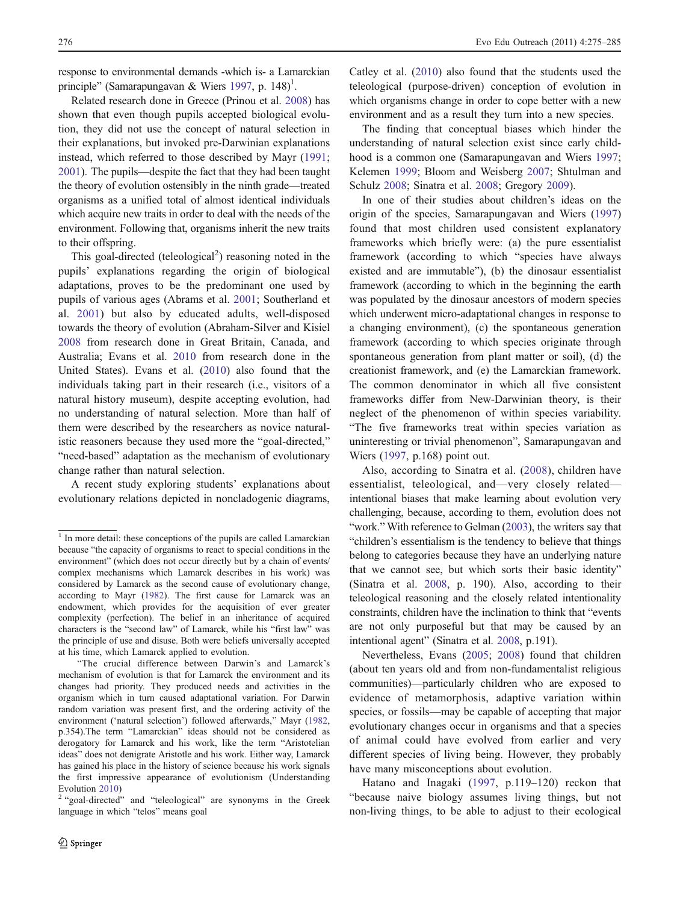response to environmental demands -which is- a Lamarckian principle" (Samarapungavan & Wiers 1997, p. 148)[1].

Related research done in Greece (Prinou et al. 2008) has shown that even though pupils accepted biological evolution, they did not use the concept of natural selection in their explanations, but invoked pre-Darwinian explanations instead, which referred to those described by Mayr (1991; 2001). The pupils—despite the fact that they had been taught the theory of evolution ostensibly in the ninth grade—treated organisms as a unified total of almost identical individuals which acquire new traits in order to deal with the needs of the environment. Following that, organisms inherit the new traits to their offspring.

This goal-directed (teleological[2]) reasoning noted in the pupils' explanations regarding the origin of biological adaptations, proves to be the predominant one used by pupils of various ages (Abrams et al. 2001; Southerland et al. 2001) but also by educated adults, well-disposed towards the theory of evolution (Abraham-Silver and Kisiel 2008 from research done in Great Britain, Canada, and Australia; Evans et al. 2010 from research done in the United States). Evans et al. (2010) also found that the individuals taking part in their research (i.e., visitors of a natural history museum), despite accepting evolution, had no understanding of natural selection. More than half of them were described by the researchers as novice naturalistic reasoners because they used more the "goal-directed," "need-based" adaptation as the mechanism of evolutionary change rather than natural selection.

A recent study exploring students' explanations about evolutionary relations depicted in noncladogenic diagrams, Catley et al. (2010) also found that the students used the teleological (purpose-driven) conception of evolution in which organisms change in order to cope better with a new environment and as a result they turn into a new species.

The finding that conceptual biases which hinder the understanding of natural selection exist since early childhood is a common one (Samarapungavan and Wiers 1997; Kelemen 1999; Bloom and Weisberg 2007; Shtulman and Schulz 2008; Sinatra et al. 2008; Gregory 2009).

In one of their studies about children's ideas on the origin of the species, Samarapungavan and Wiers (1997) found that most children used consistent explanatory frameworks which briefly were: (a) the pure essentialist framework (according to which "species have always existed and are immutable"), (b) the dinosaur essentialist framework (according to which in the beginning the earth was populated by the dinosaur ancestors of modern species which underwent micro-adaptational changes in response to a changing environment), (c) the spontaneous generation framework (according to which species originate through spontaneous generation from plant matter or soil), (d) the creationist framework, and (e) the Lamarckian framework. The common denominator in which all five consistent frameworks differ from New-Darwinian theory, is their neglect of the phenomenon of within species variability. "The five frameworks treat within species variation as uninteresting or trivial phenomenon", Samarapungavan and Wiers (1997, p.168) point out.

Also, according to Sinatra et al. (2008), children have essentialist, teleological, and—very closely related—intentional biases that make learning about evolution very challenging, because, according to them, evolution does not "work." With reference to Gelman (2003), the writers say that "children's essentialism is the tendency to believe that things belong to categories because they have an underlying nature that we cannot see, but which sorts their basic identity" (Sinatra et al. 2008, p. 190). Also, according to their teleological reasoning and the closely related intentionality constraints, children have the inclination to think that "events are not only purposeful but that may be caused by an intentional agent" (Sinatra et al. 2008, p.191).

Nevertheless, Evans (2005; 2008) found that children (about ten years old and from non-fundamentalist religious communities)—particularly children who are exposed to evidence of metamorphosis, adaptive variation within species, or fossils—may be capable of accepting that major evolutionary changes occur in organisms and that a species of animal could have evolved from earlier and very different species of living being. However, they probably have many misconceptions about evolution.

Hatano and Inagaki (1997, p.119–120) reckon that "because naive biology assumes living things, but not non-living things, to be able to adjust to their ecological

---

[1] In more detail: these conceptions of the pupils are called Lamarckian because "the capacity of organisms to react to special conditions in the environment" (which does not occur directly but by a chain of events/complex mechanisms which Lamarck describes in his work) was considered by Lamarck as the second cause of evolutionary change, according to Mayr (1982). The first cause for Lamarck was an endowment, which provides for the acquisition of ever greater complexity (perfection). The belief in an inheritance of acquired characters is the "second law" of Lamarck, while his "first law" was the principle of use and disuse. Both were beliefs universally accepted at his time, which Lamarck applied to evolution.

"The crucial difference between Darwin's and Lamarck's mechanism of evolution is that for Lamarck the environment and its changes had priority. They produced needs and activities in the organism which in turn caused adaptational variation. For Darwin random variation was present first, and the ordering activity of the environment ('natural selection') followed afterwards," Mayr (1982, p.354).The term "Lamarckian" ideas should not be considered as derogatory for Lamarck and his work, like the term "Aristotelian ideas" does not denigrate Aristotle and his work. Either way, Lamarck has gained his place in the history of science because his work signals the first impressive appearance of evolutionism (Understanding Evolution 2010)

[2] "goal-directed" and "teleological" are synonyms in the Greek language in which "telos" means goal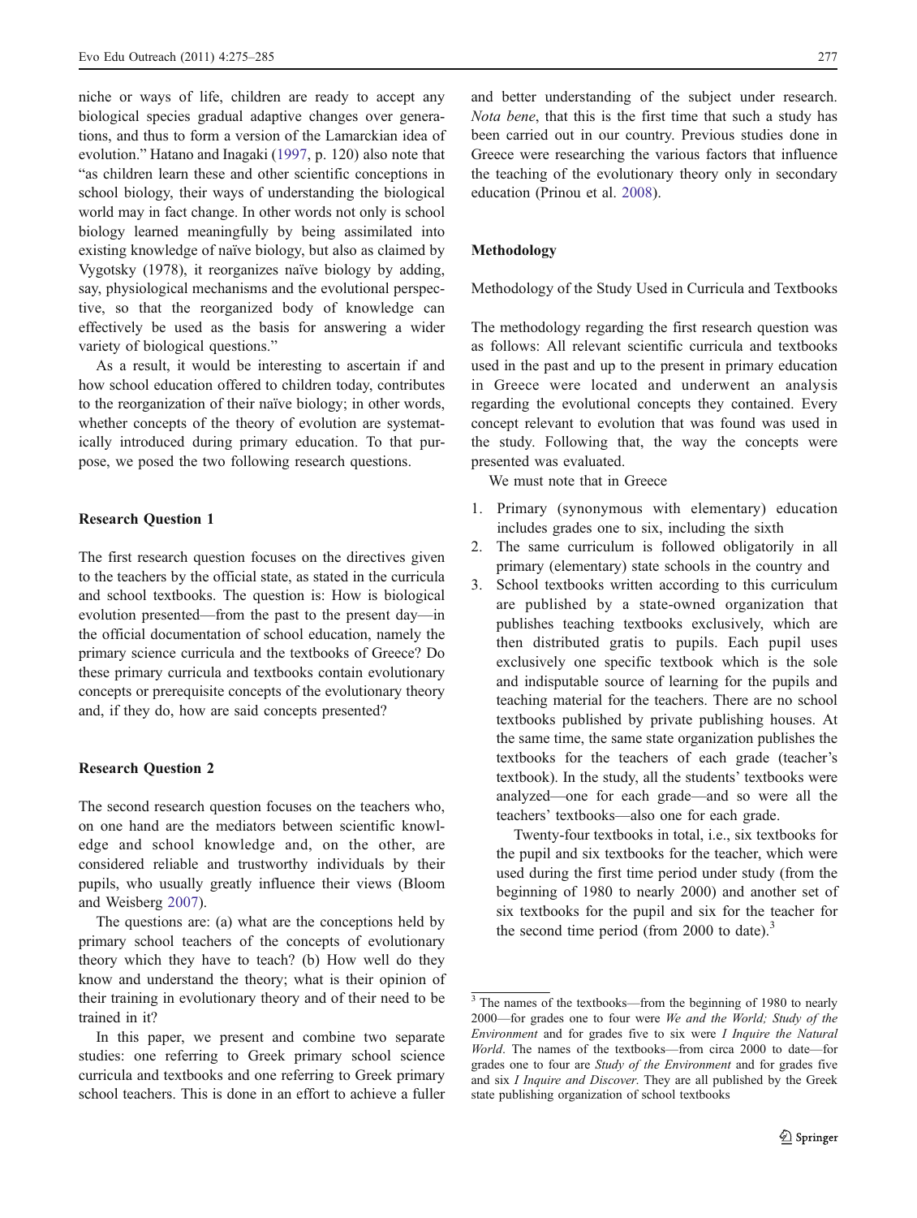niche or ways of life, children are ready to accept any biological species gradual adaptive changes over generations, and thus to form a version of the Lamarckian idea of evolution." Hatano and Inagaki (1997, p. 120) also note that "as children learn these and other scientific conceptions in school biology, their ways of understanding the biological world may in fact change. In other words not only is school biology learned meaningfully by being assimilated into existing knowledge of naïve biology, but also as claimed by Vygotsky (1978), it reorganizes naïve biology by adding, say, physiological mechanisms and the evolutional perspective, so that the reorganized body of knowledge can effectively be used as the basis for answering a wider variety of biological questions."

As a result, it would be interesting to ascertain if and how school education offered to children today, contributes to the reorganization of their naïve biology; in other words, whether concepts of the theory of evolution are systematically introduced during primary education. To that purpose, we posed the two following research questions.

### Research Question 1

The first research question focuses on the directives given to the teachers by the official state, as stated in the curricula and school textbooks. The question is: How is biological evolution presented—from the past to the present day—in the official documentation of school education, namely the primary science curricula and the textbooks of Greece? Do these primary curricula and textbooks contain evolutionary concepts or prerequisite concepts of the evolutionary theory and, if they do, how are said concepts presented?

### Research Question 2

The second research question focuses on the teachers who, on one hand are the mediators between scientific knowledge and school knowledge and, on the other, are considered reliable and trustworthy individuals by their pupils, who usually greatly influence their views (Bloom and Weisberg 2007).

The questions are: (a) what are the conceptions held by primary school teachers of the concepts of evolutionary theory which they have to teach? (b) How well do they know and understand the theory; what is their opinion of their training in evolutionary theory and of their need to be trained in it?

In this paper, we present and combine two separate studies: one referring to Greek primary school science curricula and textbooks and one referring to Greek primary school teachers. This is done in an effort to achieve a fuller and better understanding of the subject under research. *Nota bene*, that this is the first time that such a study has been carried out in our country. Previous studies done in Greece were researching the various factors that influence the teaching of the evolutionary theory only in secondary education (Prinou et al. 2008).

## Methodology

### Methodology of the Study Used in Curricula and Textbooks

The methodology regarding the first research question was as follows: All relevant scientific curricula and textbooks used in the past and up to the present in primary education in Greece were located and underwent an analysis regarding the evolutional concepts they contained. Every concept relevant to evolution that was found was used in the study. Following that, the way the concepts were presented was evaluated.

We must note that in Greece

1. Primary (synonymous with elementary) education includes grades one to six, including the sixth
2. The same curriculum is followed obligatorily in all primary (elementary) state schools in the country and
3. School textbooks written according to this curriculum are published by a state-owned organization that publishes teaching textbooks exclusively, which are then distributed gratis to pupils. Each pupil uses exclusively one specific textbook which is the sole and indisputable source of learning for the pupils and teaching material for the teachers. There are no school textbooks published by private publishing houses. At the same time, the same state organization publishes the textbooks for the teachers of each grade (teacher's textbook). In the study, all the students' textbooks were analyzed—one for each grade—and so were all the teachers' textbooks—also one for each grade.

   Twenty-four textbooks in total, i.e., six textbooks for the pupil and six textbooks for the teacher, which were used during the first time period under study (from the beginning of 1980 to nearly 2000) and another set of six textbooks for the pupil and six for the teacher for the second time period (from 2000 to date).[3]

---

[3] The names of the textbooks—from the beginning of 1980 to nearly 2000—for grades one to four were *We and the World; Study of the Environment* and for grades five to six were *I Inquire the Natural World*. The names of the textbooks—from circa 2000 to date—for grades one to four are *Study of the Environment* and for grades five and six *I Inquire and Discover*. They are all published by the Greek state publishing organization of school textbooks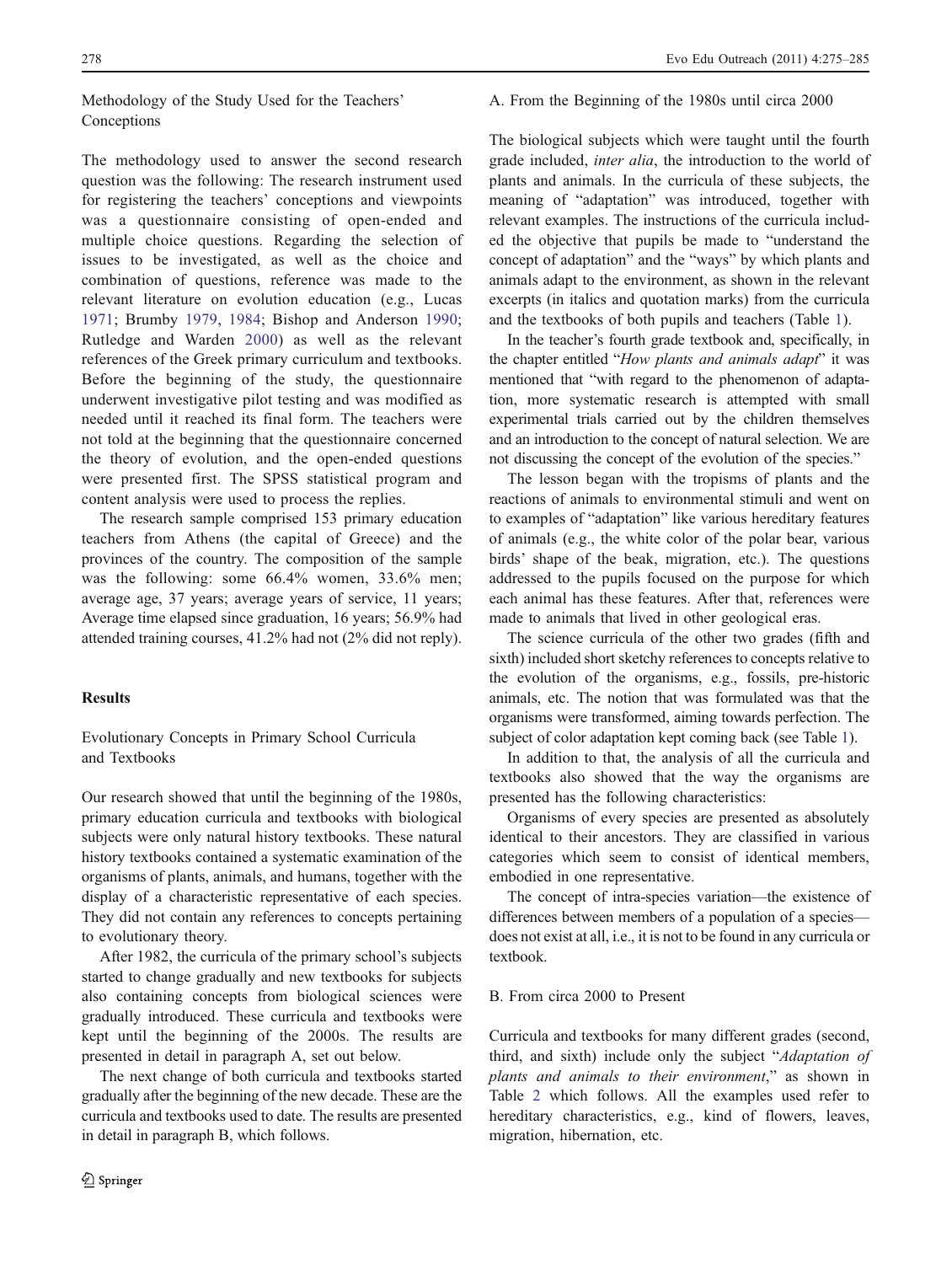### Methodology of the Study Used for the Teachers' Conceptions

The methodology used to answer the second research question was the following: The research instrument used for registering the teachers' conceptions and viewpoints was a questionnaire consisting of open-ended and multiple choice questions. Regarding the selection of issues to be investigated, as well as the choice and combination of questions, reference was made to the relevant literature on evolution education (e.g., Lucas 1971; Brumby 1979, 1984; Bishop and Anderson 1990; Rutledge and Warden 2000) as well as the relevant references of the Greek primary curriculum and textbooks. Before the beginning of the study, the questionnaire underwent investigative pilot testing and was modified as needed until it reached its final form. The teachers were not told at the beginning that the questionnaire concerned the theory of evolution, and the open-ended questions were presented first. The SPSS statistical program and content analysis were used to process the replies.

The research sample comprised 153 primary education teachers from Athens (the capital of Greece) and the provinces of the country. The composition of the sample was the following: some 66.4% women, 33.6% men; average age, 37 years; average years of service, 11 years; Average time elapsed since graduation, 16 years; 56.9% had attended training courses, 41.2% had not (2% did not reply).

## Results

### Evolutionary Concepts in Primary School Curricula and Textbooks

Our research showed that until the beginning of the 1980s, primary education curricula and textbooks with biological subjects were only natural history textbooks. These natural history textbooks contained a systematic examination of the organisms of plants, animals, and humans, together with the display of a characteristic representative of each species. They did not contain any references to concepts pertaining to evolutionary theory.

After 1982, the curricula of the primary school's subjects started to change gradually and new textbooks for subjects also containing concepts from biological sciences were gradually introduced. These curricula and textbooks were kept until the beginning of the 2000s. The results are presented in detail in paragraph A, set out below.

The next change of both curricula and textbooks started gradually after the beginning of the new decade. These are the curricula and textbooks used to date. The results are presented in detail in paragraph B, which follows.

#### A. From the Beginning of the 1980s until circa 2000

The biological subjects which were taught until the fourth grade included, *inter alia*, the introduction to the world of plants and animals. In the curricula of these subjects, the meaning of "adaptation" was introduced, together with relevant examples. The instructions of the curricula included the objective that pupils be made to "understand the concept of adaptation" and the "ways" by which plants and animals adapt to the environment, as shown in the relevant excerpts (in italics and quotation marks) from the curricula and the textbooks of both pupils and teachers (Table 1).

In the teacher's fourth grade textbook and, specifically, in the chapter entitled "*How plants and animals adapt*" it was mentioned that "with regard to the phenomenon of adaptation, more systematic research is attempted with small experimental trials carried out by the children themselves and an introduction to the concept of natural selection. We are not discussing the concept of the evolution of the species."

The lesson began with the tropisms of plants and the reactions of animals to environmental stimuli and went on to examples of "adaptation" like various hereditary features of animals (e.g., the white color of the polar bear, various birds' shape of the beak, migration, etc.). The questions addressed to the pupils focused on the purpose for which each animal has these features. After that, references were made to animals that lived in other geological eras.

The science curricula of the other two grades (fifth and sixth) included short sketchy references to concepts relative to the evolution of the organisms, e.g., fossils, pre-historic animals, etc. The notion that was formulated was that the organisms were transformed, aiming towards perfection. The subject of color adaptation kept coming back (see Table 1).

In addition to that, the analysis of all the curricula and textbooks also showed that the way the organisms are presented has the following characteristics:

Organisms of every species are presented as absolutely identical to their ancestors. They are classified in various categories which seem to consist of identical members, embodied in one representative.

The concept of intra-species variation—the existence of differences between members of a population of a species—does not exist at all, i.e., it is not to be found in any curricula or textbook.

#### B. From circa 2000 to Present

Curricula and textbooks for many different grades (second, third, and sixth) include only the subject "*Adaptation of plants and animals to their environment*," as shown in Table 2 which follows. All the examples used refer to hereditary characteristics, e.g., kind of flowers, leaves, migration, hibernation, etc.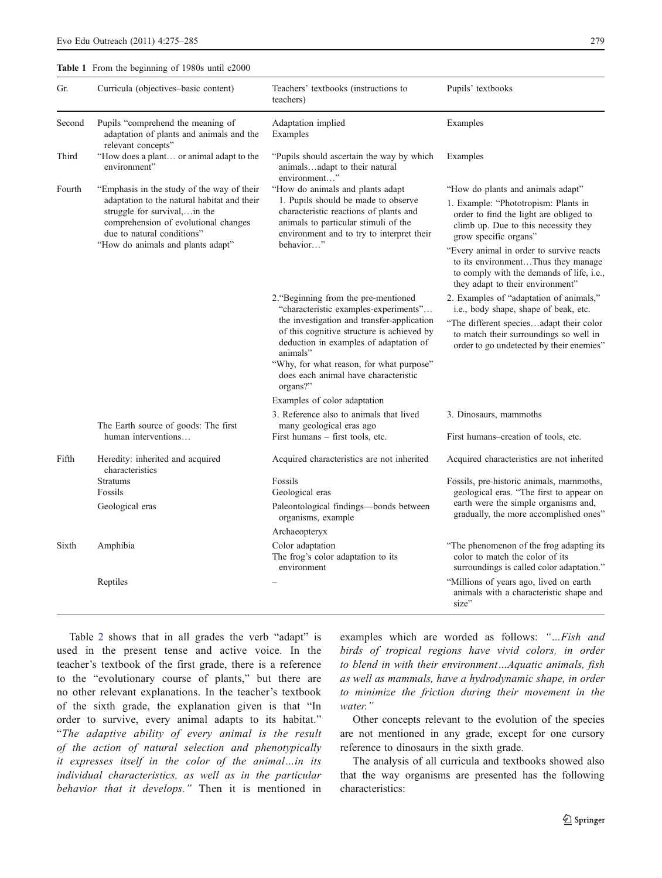**Table 1** From the beginning of 1980s until c2000

| Gr. | Curricula (objectives–basic content) | Teachers' textbooks (instructions to teachers) | Pupils' textbooks |
|---|---|---|---|
| Second | Pupils "comprehend the meaning of adaptation of plants and animals and the relevant concepts" | Adaptation implied<br>Examples | Examples |
| Third | "How does a plant… or animal adapt to the environment" | "Pupils should ascertain the way by which animals…adapt to their natural environment…" | Examples |
| Fourth | "Emphasis in the study of the way of their adaptation to the natural habitat and their struggle for survival,…in the comprehension of evolutional changes due to natural conditions"<br>"How do animals and plants adapt" | "How do animals and plants adapt<br>1. Pupils should be made to observe characteristic reactions of plants and animals to particular stimuli of the environment and to try to interpret their behavior…" | "How do plants and animals adapt"<br>1. Example: "Phototropism: Plants in order to find the light are obliged to climb up. Due to this necessity they grow specific organs"<br>"Every animal in order to survive reacts to its environment…Thus they manage to comply with the demands of life, i.e., they adapt to their environment" |
| | | 2."Beginning from the pre-mentioned "characteristic examples-experiments"… the investigation and transfer-application of this cognitive structure is achieved by deduction in examples of adaptation of animals"<br>"Why, for what reason, for what purpose" does each animal have characteristic organs?"<br>Examples of color adaptation | 2. Examples of "adaptation of animals," i.e., body shape, shape of beak, etc.<br>"The different species…adapt their color to match their surroundings so well in order to go undetected by their enemies" |
| | | 3. Reference also to animals that lived many geological eras ago | 3. Dinosaurs, mammoths |
| | The Earth source of goods: The first human interventions… | First humans – first tools, etc. | First humans–creation of tools, etc. |
| Fifth | Heredity: inherited and acquired characteristics<br>Stratums<br>Fossils<br>Geological eras | Acquired characteristics are not inherited<br>Fossils<br>Geological eras<br>Paleontological findings—bonds between organisms, example<br>Archaeopteryx | Acquired characteristics are not inherited<br>Fossils, pre-historic animals, mammoths, geological eras. "The first to appear on earth were the simple organisms and, gradually, the more accomplished ones" |
| Sixth | Amphibia | Color adaptation<br>The frog's color adaptation to its environment | "The phenomenon of the frog adapting its color to match the color of its surroundings is called color adaptation." |
| | Reptiles | – | "Millions of years ago, lived on earth animals with a characteristic shape and size" |

Table 2 shows that in all grades the verb "adapt" is used in the present tense and active voice. In the teacher's textbook of the first grade, there is a reference to the "evolutionary course of plants," but there are no other relevant explanations. In the teacher's textbook of the sixth grade, the explanation given is that "In order to survive, every animal adapts to its habitat." "*The adaptive ability of every animal is the result of the action of natural selection and phenotypically it expresses itself in the color of the animal…in its individual characteristics, as well as in the particular behavior that it develops.*" Then it is mentioned in examples which are worded as follows: *"…Fish and birds of tropical regions have vivid colors, in order to blend in with their environment…Aquatic animals, fish as well as mammals, have a hydrodynamic shape, in order to minimize the friction during their movement in the water."*

Other concepts relevant to the evolution of the species are not mentioned in any grade, except for one cursory reference to dinosaurs in the sixth grade.

The analysis of all curricula and textbooks showed also that the way organisms are presented has the following characteristics: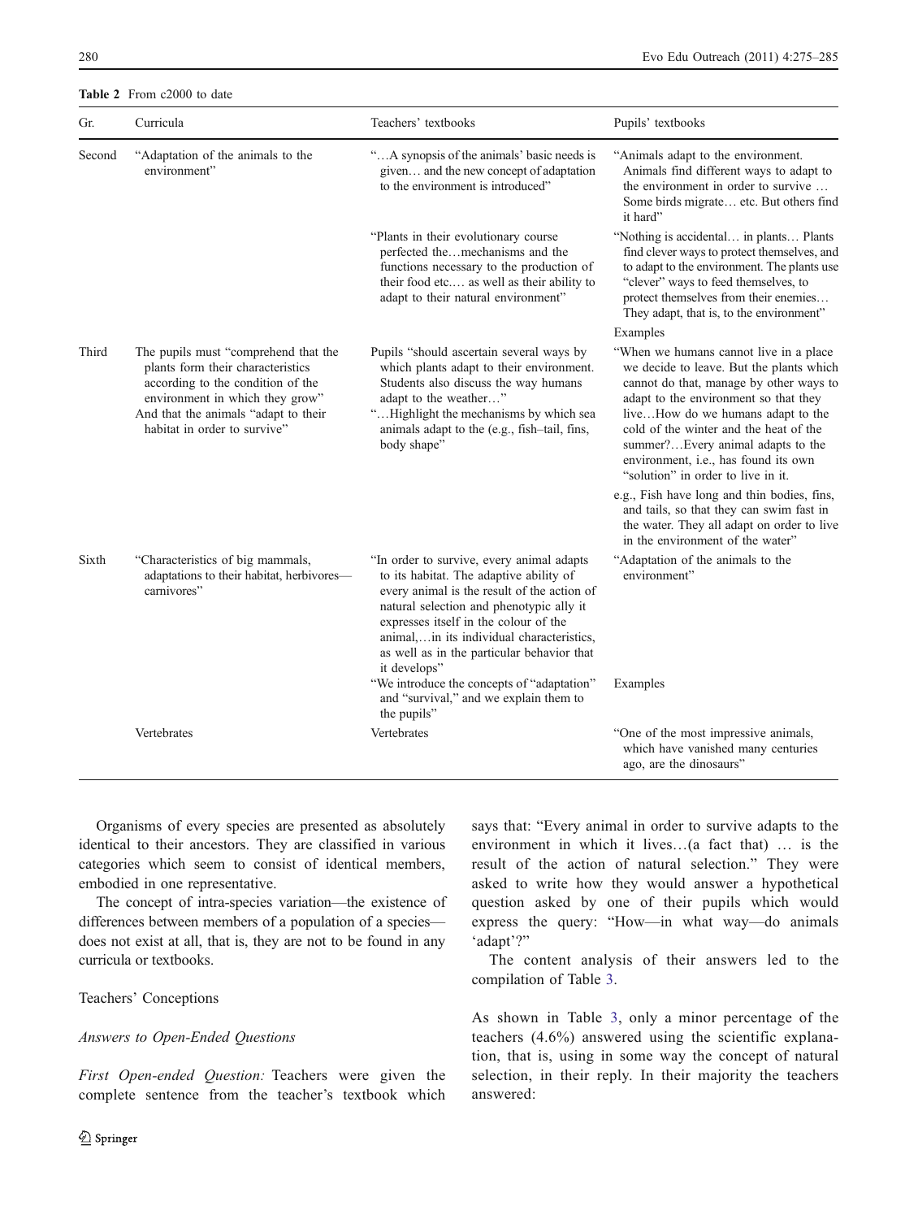**Table 2** From c2000 to date

| Gr. | Curricula | Teachers' textbooks | Pupils' textbooks |
|---|---|---|---|
| Second | "Adaptation of the animals to the environment" | "…A synopsis of the animals' basic needs is given… and the new concept of adaptation to the environment is introduced" | "Animals adapt to the environment. Animals find different ways to adapt to the environment in order to survive … Some birds migrate… etc. But others find it hard" |
| | | "Plants in their evolutionary course perfected the…mechanisms and the functions necessary to the production of their food etc.… as well as their ability to adapt to their natural environment" | "Nothing is accidental… in plants… Plants find clever ways to protect themselves, and to adapt to the environment. The plants use "clever" ways to feed themselves, to protect themselves from their enemies… They adapt, that is, to the environment" |
| | | | Examples |
| Third | The pupils must "comprehend that the plants form their characteristics according to the condition of the environment in which they grow" And that the animals "adapt to their habitat in order to survive" | Pupils "should ascertain several ways by which plants adapt to their environment. Students also discuss the way humans adapt to the weather…" "…Highlight the mechanisms by which sea animals adapt to the (e.g., fish–tail, fins, body shape" | "When we humans cannot live in a place we decide to leave. But the plants which cannot do that, manage by other ways to adapt to the environment so that they live…How do we humans adapt to the cold of the winter and the heat of the summer?…Every animal adapts to the environment, i.e., has found its own "solution" in order to live in it. |
| | | | e.g., Fish have long and thin bodies, fins, and tails, so that they can swim fast in the water. They all adapt on order to live in the environment of the water" |
| Sixth | "Characteristics of big mammals, adaptations to their habitat, herbivores—carnivores" | "In order to survive, every animal adapts to its habitat. The adaptive ability of every animal is the result of the action of natural selection and phenotypic ally it expresses itself in the colour of the animal,…in its individual characteristics, as well as in the particular behavior that it develops" | "Adaptation of the animals to the environment" |
| | | "We introduce the concepts of "adaptation" and "survival," and we explain them to the pupils" | Examples |
| | Vertebrates | Vertebrates | "One of the most impressive animals, which have vanished many centuries ago, are the dinosaurs" |

Organisms of every species are presented as absolutely identical to their ancestors. They are classified in various categories which seem to consist of identical members, embodied in one representative.

The concept of intra-species variation—the existence of differences between members of a population of a species—does not exist at all, that is, they are not to be found in any curricula or textbooks.

### Teachers' Conceptions

#### *Answers to Open-Ended Questions*

*First Open-ended Question:* Teachers were given the complete sentence from the teacher's textbook which says that: "Every animal in order to survive adapts to the environment in which it lives…(a fact that) … is the result of the action of natural selection." They were asked to write how they would answer a hypothetical question asked by one of their pupils which would express the query: "How—in what way—do animals 'adapt'?"

The content analysis of their answers led to the compilation of Table 3.

As shown in Table 3, only a minor percentage of the teachers (4.6%) answered using the scientific explanation, that is, using in some way the concept of natural selection, in their reply. In their majority the teachers answered: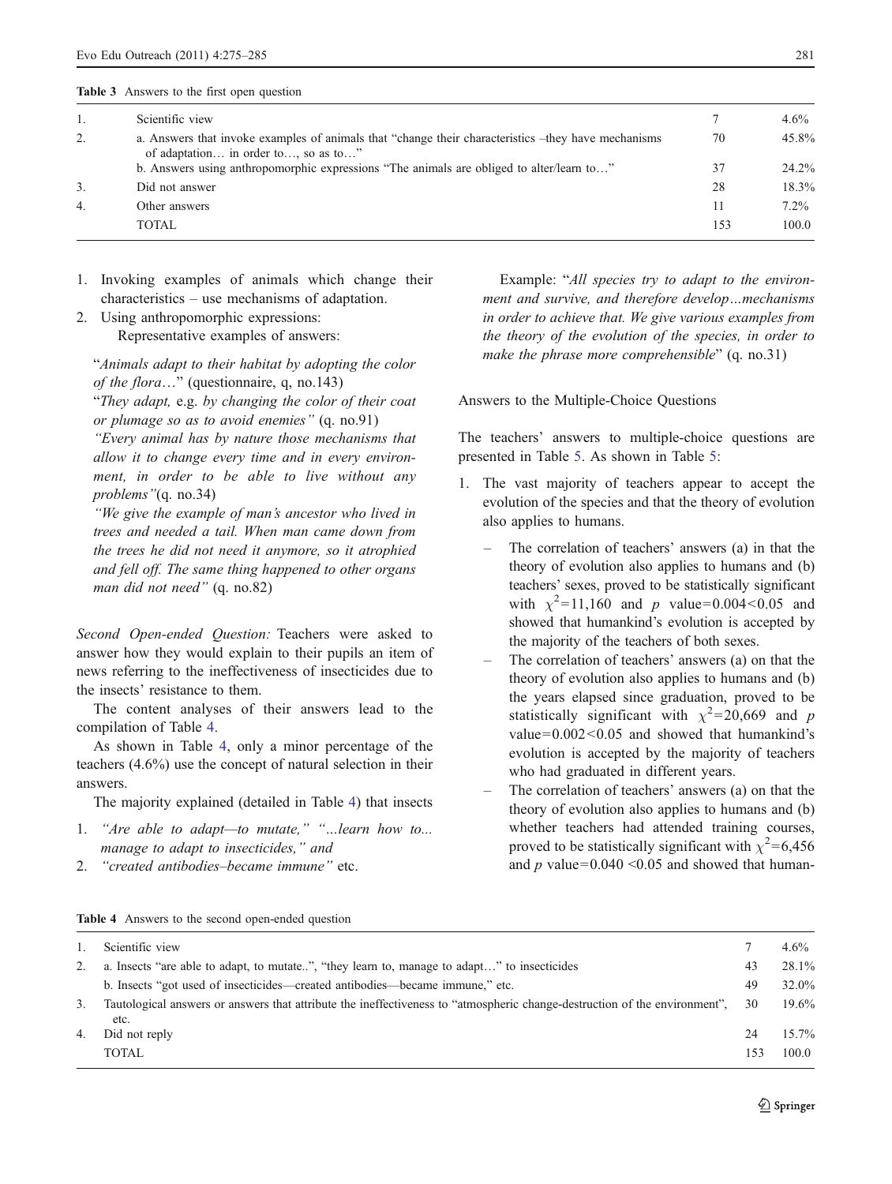**Table 3** Answers to the first open question

| | | | |
|---|---|---|---|
| 1. | Scientific view | 7 | 4.6% |
| 2. | a. Answers that invoke examples of animals that "change their characteristics –they have mechanisms of adaptation… in order to…, so as to…" | 70 | 45.8% |
| | b. Answers using anthropomorphic expressions "The animals are obliged to alter/learn to…" | 37 | 24.2% |
| 3. | Did not answer | 28 | 18.3% |
| 4. | Other answers | 11 | 7.2% |
| | TOTAL | 153 | 100.0 |

1. Invoking examples of animals which change their characteristics – use mechanisms of adaptation.
2. Using anthropomorphic expressions:
   Representative examples of answers:

"*Animals adapt to their habitat by adopting the color of the flora*…" (questionnaire, q, no.143)

"*They adapt,* e.g. *by changing the color of their coat or plumage so as to avoid enemies"* (q. no.91)

*"Every animal has by nature those mechanisms that allow it to change every time and in every environment, in order to be able to live without any problems"*(q. no.34)

*"We give the example of man's ancestor who lived in trees and needed a tail. When man came down from the trees he did not need it anymore, so it atrophied and fell off. The same thing happened to other organs man did not need"* (q. no.82)

Example: "*All species try to adapt to the environment and survive, and therefore develop…mechanisms in order to achieve that. We give various examples from the theory of the evolution of the species, in order to make the phrase more comprehensible*" (q. no.31)

*Second Open-ended Question:* Teachers were asked to answer how they would explain to their pupils an item of news referring to the ineffectiveness of insecticides due to the insects' resistance to them.

The content analyses of their answers lead to the compilation of Table 4.

As shown in Table 4, only a minor percentage of the teachers (4.6%) use the concept of natural selection in their answers.

The majority explained (detailed in Table 4) that insects

1. *"Are able to adapt—to mutate," "…learn how to... manage to adapt to insecticides,"* and
2. *"created antibodies–became immune"* etc.

Answers to the Multiple-Choice Questions

The teachers' answers to multiple-choice questions are presented in Table 5. As shown in Table 5:

1. The vast majority of teachers appear to accept the evolution of the species and that the theory of evolution also applies to humans.
   - The correlation of teachers' answers (a) in that the theory of evolution also applies to humans and (b) teachers' sexes, proved to be statistically significant with $\chi^2$=11,160 and $p$ value=0.004<0.05 and showed that humankind's evolution is accepted by the majority of the teachers of both sexes.
   - The correlation of teachers' answers (a) on that the theory of evolution also applies to humans and (b) the years elapsed since graduation, proved to be statistically significant with $\chi^2$=20,669 and $p$ value=0.002<0.05 and showed that humankind's evolution is accepted by the majority of teachers who had graduated in different years.
   - The correlation of teachers' answers (a) on that the theory of evolution also applies to humans and (b) whether teachers had attended training courses, proved to be statistically significant with $\chi^2$=6,456 and $p$ value=0.040 <0.05 and showed that human-

**Table 4** Answers to the second open-ended question

| | | | |
|---|---|---|---|
| 1. | Scientific view | 7 | 4.6% |
| 2. | a. Insects "are able to adapt, to mutate..", "they learn to, manage to adapt…" to insecticides | 43 | 28.1% |
| | b. Insects "got used of insecticides—created antibodies—became immune," etc. | 49 | 32.0% |
| 3. | Tautological answers or answers that attribute the ineffectiveness to "atmospheric change-destruction of the environment", etc. | 30 | 19.6% |
| 4. | Did not reply | 24 | 15.7% |
| | TOTAL | 153 | 100.0 |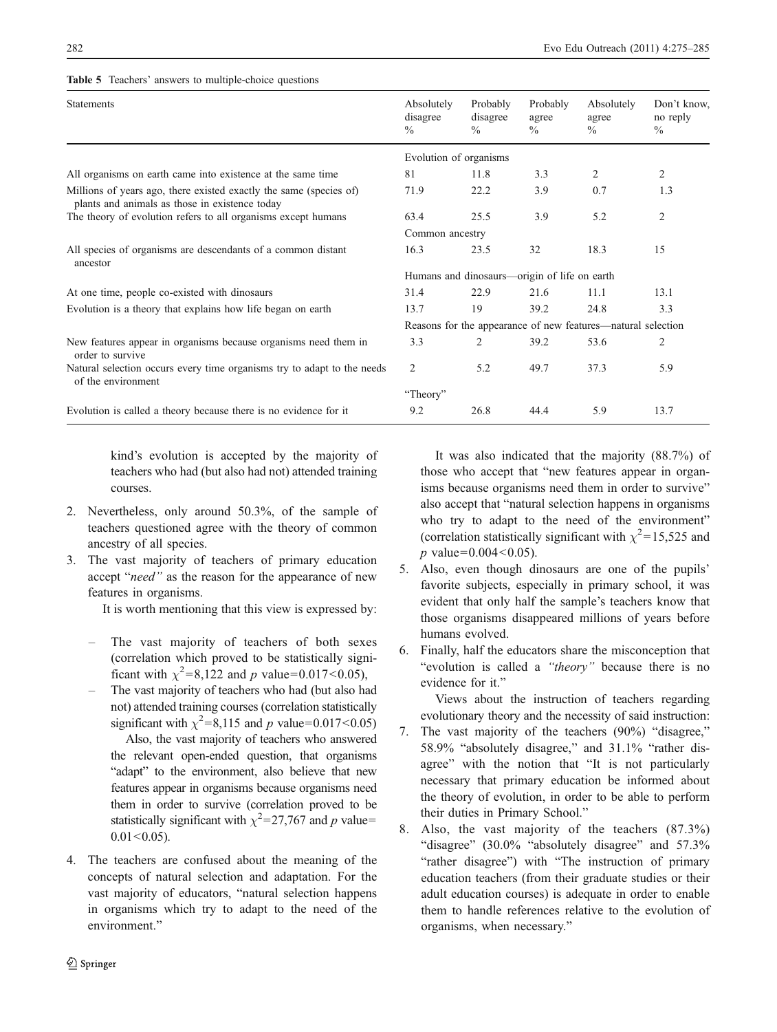**Table 5** Teachers' answers to multiple-choice questions

| Statements | Absolutely disagree % | Probably disagree % | Probably agree % | Absolutely agree % | Don't know, no reply % |
|---|---|---|---|---|---|
| | Evolution of organisms | | | | |
| All organisms on earth came into existence at the same time | 81 | 11.8 | 3.3 | 2 | 2 |
| Millions of years ago, there existed exactly the same (species of) plants and animals as those in existence today | 71.9 | 22.2 | 3.9 | 0.7 | 1.3 |
| The theory of evolution refers to all organisms except humans | 63.4 | 25.5 | 3.9 | 5.2 | 2 |
| | Common ancestry | | | | |
| All species of organisms are descendants of a common distant ancestor | 16.3 | 23.5 | 32 | 18.3 | 15 |
| | Humans and dinosaurs—origin of life on earth | | | | |
| At one time, people co-existed with dinosaurs | 31.4 | 22.9 | 21.6 | 11.1 | 13.1 |
| Evolution is a theory that explains how life began on earth | 13.7 | 19 | 39.2 | 24.8 | 3.3 |
| | Reasons for the appearance of new features—natural selection | | | | |
| New features appear in organisms because organisms need them in order to survive | 3.3 | 2 | 39.2 | 53.6 | 2 |
| Natural selection occurs every time organisms try to adapt to the needs of the environment | 2 | 5.2 | 49.7 | 37.3 | 5.9 |
| | "Theory" | | | | |
| Evolution is called a theory because there is no evidence for it | 9.2 | 26.8 | 44.4 | 5.9 | 13.7 |

kind's evolution is accepted by the majority of teachers who had (but also had not) attended training courses.

2. Nevertheless, only around 50.3%, of the sample of teachers questioned agree with the theory of common ancestry of all species.
3. The vast majority of teachers of primary education accept "*need*" as the reason for the appearance of new features in organisms.

   It is worth mentioning that this view is expressed by:

   - The vast majority of teachers of both sexes (correlation which proved to be statistically significant with $\chi^2=8{,}122$ and $p$ value$=0.017<0.05$),
   - The vast majority of teachers who had (but also had not) attended training courses (correlation statistically significant with $\chi^2=8{,}115$ and $p$ value$=0.017<0.05$)

     Also, the vast majority of teachers who answered the relevant open-ended question, that organisms "adapt" to the environment, also believe that new features appear in organisms because organisms need them in order to survive (correlation proved to be statistically significant with $\chi^2=27{,}767$ and $p$ value$=0.01<0.05$).

4. The teachers are confused about the meaning of the concepts of natural selection and adaptation. For the vast majority of educators, "natural selection happens in organisms which try to adapt to the need of the environment."

   It was also indicated that the majority (88.7%) of those who accept that "new features appear in organisms because organisms need them in order to survive" also accept that "natural selection happens in organisms who try to adapt to the need of the environment" (correlation statistically significant with $\chi^2=15{,}525$ and $p$ value$=0.004<0.05$).

5. Also, even though dinosaurs are one of the pupils' favorite subjects, especially in primary school, it was evident that only half the sample's teachers know that those organisms disappeared millions of years before humans evolved.
6. Finally, half the educators share the misconception that "evolution is called a *"theory"* because there is no evidence for it."

   Views about the instruction of teachers regarding evolutionary theory and the necessity of said instruction:

7. The vast majority of the teachers (90%) "disagree," 58.9% "absolutely disagree," and 31.1% "rather disagree" with the notion that "It is not particularly necessary that primary education be informed about the theory of evolution, in order to be able to perform their duties in Primary School."
8. Also, the vast majority of the teachers (87.3%) "disagree" (30.0% "absolutely disagree" and 57.3% "rather disagree") with "The instruction of primary education teachers (from their graduate studies or their adult education courses) is adequate in order to enable them to handle references relative to the evolution of organisms, when necessary."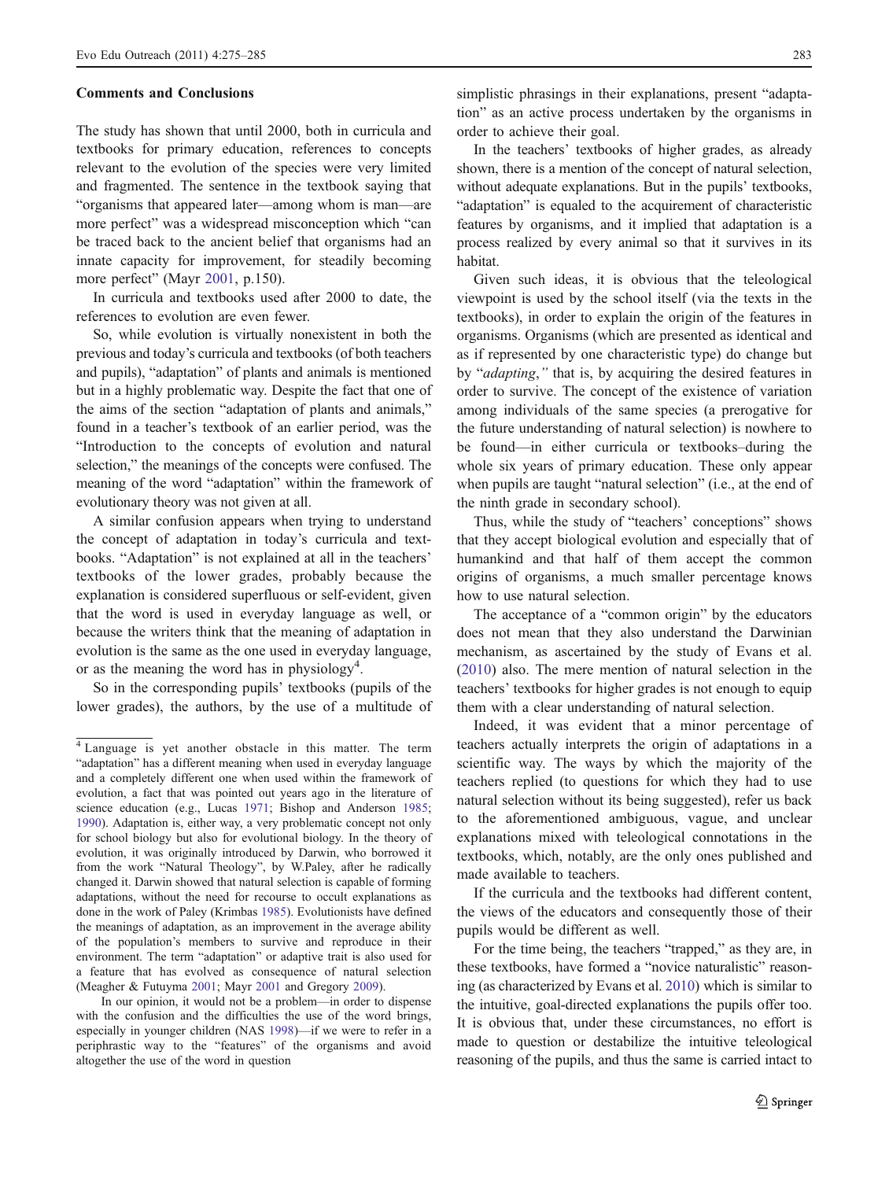### Comments and Conclusions

The study has shown that until 2000, both in curricula and textbooks for primary education, references to concepts relevant to the evolution of the species were very limited and fragmented. The sentence in the textbook saying that "organisms that appeared later—among whom is man—are more perfect" was a widespread misconception which "can be traced back to the ancient belief that organisms had an innate capacity for improvement, for steadily becoming more perfect" (Mayr 2001, p.150).

In curricula and textbooks used after 2000 to date, the references to evolution are even fewer.

So, while evolution is virtually nonexistent in both the previous and today's curricula and textbooks (of both teachers and pupils), "adaptation" of plants and animals is mentioned but in a highly problematic way. Despite the fact that one of the aims of the section "adaptation of plants and animals," found in a teacher's textbook of an earlier period, was the "Introduction to the concepts of evolution and natural selection," the meanings of the concepts were confused. The meaning of the word "adaptation" within the framework of evolutionary theory was not given at all.

A similar confusion appears when trying to understand the concept of adaptation in today's curricula and textbooks. "Adaptation" is not explained at all in the teachers' textbooks of the lower grades, probably because the explanation is considered superfluous or self-evident, given that the word is used in everyday language as well, or because the writers think that the meaning of adaptation in evolution is the same as the one used in everyday language, or as the meaning the word has in physiology[4].

So in the corresponding pupils' textbooks (pupils of the lower grades), the authors, by the use of a multitude of simplistic phrasings in their explanations, present "adaptation" as an active process undertaken by the organisms in order to achieve their goal.

In the teachers' textbooks of higher grades, as already shown, there is a mention of the concept of natural selection, without adequate explanations. But in the pupils' textbooks, "adaptation" is equaled to the acquirement of characteristic features by organisms, and it implied that adaptation is a process realized by every animal so that it survives in its habitat.

Given such ideas, it is obvious that the teleological viewpoint is used by the school itself (via the texts in the textbooks), in order to explain the origin of the features in organisms. Organisms (which are presented as identical and as if represented by one characteristic type) do change but by "*adapting*," that is, by acquiring the desired features in order to survive. The concept of the existence of variation among individuals of the same species (a prerogative for the future understanding of natural selection) is nowhere to be found—in either curricula or textbooks–during the whole six years of primary education. These only appear when pupils are taught "natural selection" (i.e., at the end of the ninth grade in secondary school).

Thus, while the study of "teachers' conceptions" shows that they accept biological evolution and especially that of humankind and that half of them accept the common origins of organisms, a much smaller percentage knows how to use natural selection.

The acceptance of a "common origin" by the educators does not mean that they also understand the Darwinian mechanism, as ascertained by the study of Evans et al. (2010) also. The mere mention of natural selection in the teachers' textbooks for higher grades is not enough to equip them with a clear understanding of natural selection.

Indeed, it was evident that a minor percentage of teachers actually interprets the origin of adaptations in a scientific way. The ways by which the majority of the teachers replied (to questions for which they had to use natural selection without its being suggested), refer us back to the aforementioned ambiguous, vague, and unclear explanations mixed with teleological connotations in the textbooks, which, notably, are the only ones published and made available to teachers.

If the curricula and the textbooks had different content, the views of the educators and consequently those of their pupils would be different as well.

For the time being, the teachers "trapped," as they are, in these textbooks, have formed a "novice naturalistic" reasoning (as characterized by Evans et al. 2010) which is similar to the intuitive, goal-directed explanations the pupils offer too. It is obvious that, under these circumstances, no effort is made to question or destabilize the intuitive teleological reasoning of the pupils, and thus the same is carried intact to

---

[4] Language is yet another obstacle in this matter. The term "adaptation" has a different meaning when used in everyday language and a completely different one when used within the framework of evolution, a fact that was pointed out years ago in the literature of science education (e.g., Lucas 1971; Bishop and Anderson 1985; 1990). Adaptation is, either way, a very problematic concept not only for school biology but also for evolutionary biology. In the theory of evolution, it was originally introduced by Darwin, who borrowed it from the work "Natural Theology", by W.Paley, after he radically changed it. Darwin showed that natural selection is capable of forming adaptations, without the need for recourse to occult explanations as done in the work of Paley (Krimbas 1985). Evolutionists have defined the meanings of adaptation, as an improvement in the average ability of the population's members to survive and reproduce in their environment. The term "adaptation" or adaptive trait is also used for a feature that has evolved as consequence of natural selection (Meagher & Futuyma 2001; Mayr 2001 and Gregory 2009).

In our opinion, it would not be a problem—in order to dispense with the confusion and the difficulties the use of the word brings, especially in younger children (NAS 1998)—if we were to refer in a periphrastic way to the "features" of the organisms and avoid altogether the use of the word in question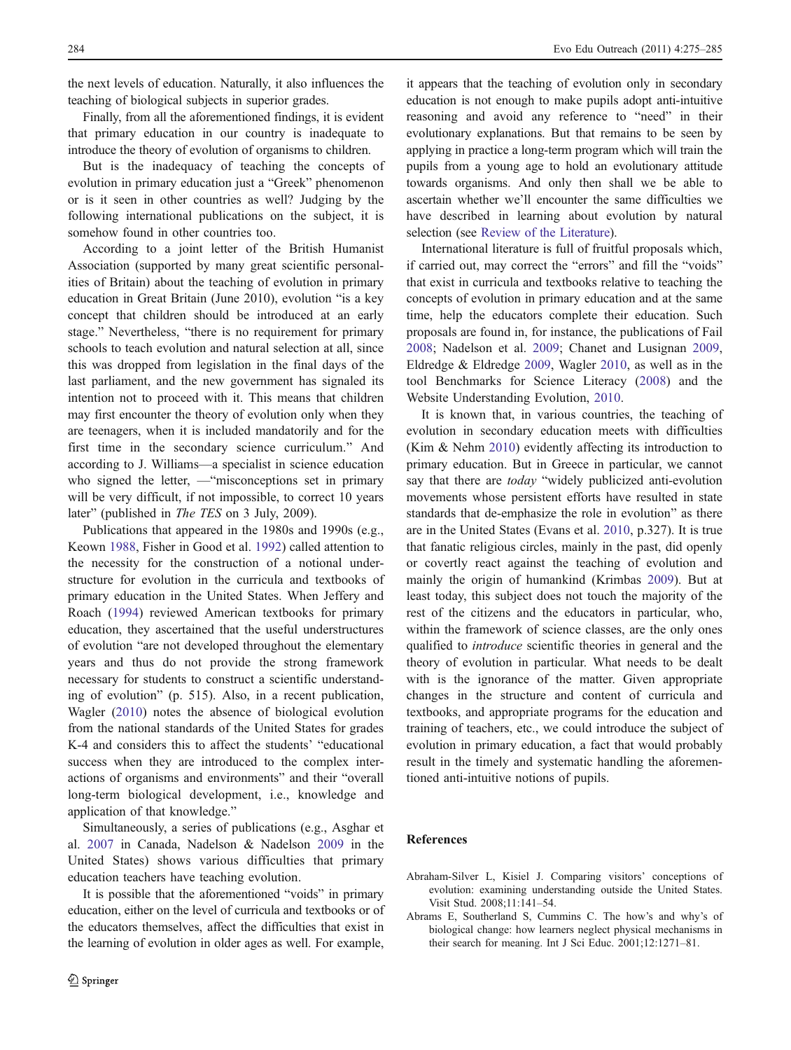the next levels of education. Naturally, it also influences the teaching of biological subjects in superior grades.

Finally, from all the aforementioned findings, it is evident that primary education in our country is inadequate to introduce the theory of evolution of organisms to children.

But is the inadequacy of teaching the concepts of evolution in primary education just a "Greek" phenomenon or is it seen in other countries as well? Judging by the following international publications on the subject, it is somehow found in other countries too.

According to a joint letter of the British Humanist Association (supported by many great scientific personalities of Britain) about the teaching of evolution in primary education in Great Britain (June 2010), evolution "is a key concept that children should be introduced at an early stage." Nevertheless, "there is no requirement for primary schools to teach evolution and natural selection at all, since this was dropped from legislation in the final days of the last parliament, and the new government has signaled its intention not to proceed with it. This means that children may first encounter the theory of evolution only when they are teenagers, when it is included mandatorily and for the first time in the secondary science curriculum." And according to J. Williams—a specialist in science education who signed the letter, —"misconceptions set in primary will be very difficult, if not impossible, to correct 10 years later" (published in *The TES* on 3 July, 2009).

Publications that appeared in the 1980s and 1990s (e.g., Keown 1988, Fisher in Good et al. 1992) called attention to the necessity for the construction of a notional understructure for evolution in the curricula and textbooks of primary education in the United States. When Jeffery and Roach (1994) reviewed American textbooks for primary education, they ascertained that the useful understructures of evolution "are not developed throughout the elementary years and thus do not provide the strong framework necessary for students to construct a scientific understanding of evolution" (p. 515). Also, in a recent publication, Wagler (2010) notes the absence of biological evolution from the national standards of the United States for grades K-4 and considers this to affect the students' "educational success when they are introduced to the complex interactions of organisms and environments" and their "overall long-term biological development, i.e., knowledge and application of that knowledge."

Simultaneously, a series of publications (e.g., Asghar et al. 2007 in Canada, Nadelson & Nadelson 2009 in the United States) shows various difficulties that primary education teachers have teaching evolution.

It is possible that the aforementioned "voids" in primary education, either on the level of curricula and textbooks or of the educators themselves, affect the difficulties that exist in the learning of evolution in older ages as well. For example, it appears that the teaching of evolution only in secondary education is not enough to make pupils adopt anti-intuitive reasoning and avoid any reference to "need" in their evolutionary explanations. But that remains to be seen by applying in practice a long-term program which will train the pupils from a young age to hold an evolutionary attitude towards organisms. And only then shall we be able to ascertain whether we'll encounter the same difficulties we have described in learning about evolution by natural selection (see Review of the Literature).

International literature is full of fruitful proposals which, if carried out, may correct the "errors" and fill the "voids" that exist in curricula and textbooks relative to teaching the concepts of evolution in primary education and at the same time, help the educators complete their education. Such proposals are found in, for instance, the publications of Fail 2008; Nadelson et al. 2009; Chanet and Lusignan 2009, Eldredge & Eldredge 2009, Wagler 2010, as well as in the tool Benchmarks for Science Literacy (2008) and the Website Understanding Evolution, 2010.

It is known that, in various countries, the teaching of evolution in secondary education meets with difficulties (Kim & Nehm 2010) evidently affecting its introduction to primary education. But in Greece in particular, we cannot say that there are *today* "widely publicized anti-evolution movements whose persistent efforts have resulted in state standards that de-emphasize the role in evolution" as there are in the United States (Evans et al. 2010, p.327). It is true that fanatic religious circles, mainly in the past, did openly or covertly react against the teaching of evolution and mainly the origin of humankind (Krimbas 2009). But at least today, this subject does not touch the majority of the rest of the citizens and the educators in particular, who, within the framework of science classes, are the only ones qualified to *introduce* scientific theories in general and the theory of evolution in particular. What needs to be dealt with is the ignorance of the matter. Given appropriate changes in the structure and content of curricula and textbooks, and appropriate programs for the education and training of teachers, etc., we could introduce the subject of evolution in primary education, a fact that would probably result in the timely and systematic handling the aforementioned anti-intuitive notions of pupils.

## References

Abraham-Silver L, Kisiel J. Comparing visitors' conceptions of evolution: examining understanding outside the United States. Visit Stud. 2008;11:141–54.

Abrams E, Southerland S, Cummins C. The how's and why's of biological change: how learners neglect physical mechanisms in their search for meaning. Int J Sci Educ. 2001;12:1271–81.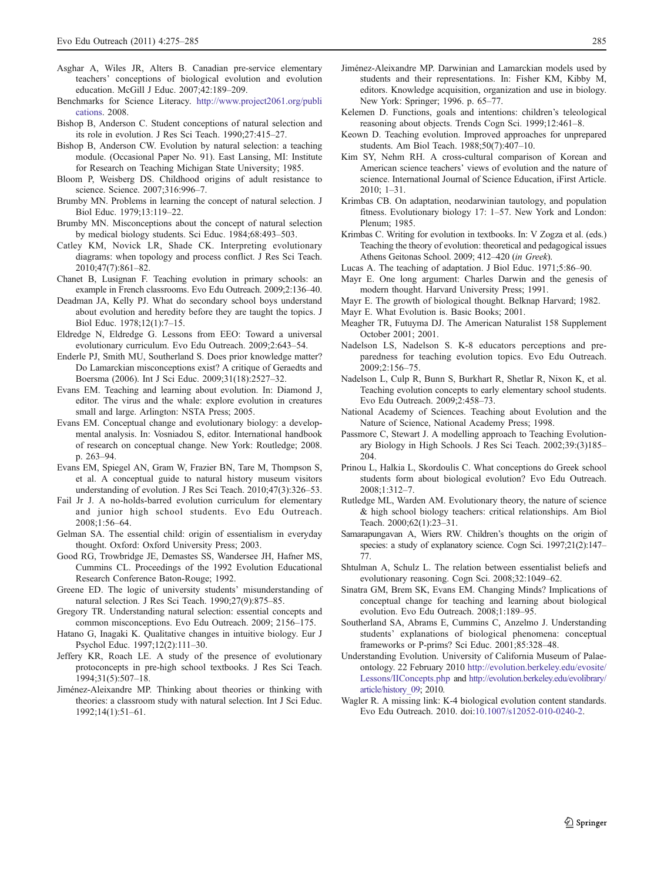Asghar A, Wiles JR, Alters B. Canadian pre-service elementary teachers' conceptions of biological evolution and evolution education. McGill J Educ. 2007;42:189–209.

Benchmarks for Science Literacy. http://www.project2061.org/publications. 2008.

Bishop B, Anderson C. Student conceptions of natural selection and its role in evolution. J Res Sci Teach. 1990;27:415–27.

Bishop B, Anderson CW. Evolution by natural selection: a teaching module. (Occasional Paper No. 91). East Lansing, MI: Institute for Research on Teaching Michigan State University; 1985.

Bloom P, Weisberg DS. Childhood origins of adult resistance to science. Science. 2007;316:996–7.

Brumby MN. Problems in learning the concept of natural selection. J Biol Educ. 1979;13:119–22.

Brumby MN. Misconceptions about the concept of natural selection by medical biology students. Sci Educ. 1984;68:493–503.

Catley KM, Novick LR, Shade CK. Interpreting evolutionary diagrams: when topology and process conflict. J Res Sci Teach. 2010;47(7):861–82.

Chanet B, Lusignan F. Teaching evolution in primary schools: an example in French classrooms. Evo Edu Outreach. 2009;2:136–40.

Deadman JA, Kelly PJ. What do secondary school boys understand about evolution and heredity before they are taught the topics. J Biol Educ. 1978;12(1):7–15.

Eldredge N, Eldredge G. Lessons from EEO: Toward a universal evolutionary curriculum. Evo Edu Outreach. 2009;2:643–54.

Enderle PJ, Smith MU, Southerland S. Does prior knowledge matter? Do Lamarckian misconceptions exist? A critique of Geraedts and Boersma (2006). Int J Sci Educ. 2009;31(18):2527–32.

Evans EM. Teaching and learning about evolution. In: Diamond J, editor. The virus and the whale: explore evolution in creatures small and large. Arlington: NSTA Press; 2005.

Evans EM. Conceptual change and evolutionary biology: a developmental analysis. In: Vosniadou S, editor. International handbook of research on conceptual change. New York: Routledge; 2008. p. 263–94.

Evans EM, Spiegel AN, Gram W, Frazier BN, Tare M, Thompson S, et al. A conceptual guide to natural history museum visitors understanding of evolution. J Res Sci Teach. 2010;47(3):326–53.

Fail Jr J. A no-holds-barred evolution curriculum for elementary and junior high school students. Evo Edu Outreach. 2008;1:56–64.

Gelman SA. The essential child: origin of essentialism in everyday thought. Oxford: Oxford University Press; 2003.

Good RG, Trowbridge JE, Demastes SS, Wandersee JH, Hafner MS, Cummins CL. Proceedings of the 1992 Evolution Educational Research Conference Baton-Rouge; 1992.

Greene ED. The logic of university students' misunderstanding of natural selection. J Res Sci Teach. 1990;27(9):875–85.

Gregory TR. Understanding natural selection: essential concepts and common misconceptions. Evo Edu Outreach. 2009; 2156–175.

Hatano G, Inagaki K. Qualitative changes in intuitive biology. Eur J Psychol Educ. 1997;12(2):111–30.

Jeffery KR, Roach LE. A study of the presence of evolutionary protoconcepts in pre-high school textbooks. J Res Sci Teach. 1994;31(5):507–18.

Jiménez-Aleixandre MP. Thinking about theories or thinking with theories: a classroom study with natural selection. Int J Sci Educ. 1992;14(1):51–61.

Jiménez-Aleixandre MP. Darwinian and Lamarckian models used by students and their representations. In: Fisher KM, Kibby M, editors. Knowledge acquisition, organization and use in biology. New York: Springer; 1996. p. 65–77.

Kelemen D. Functions, goals and intentions: children's teleological reasoning about objects. Trends Cogn Sci. 1999;12:461–8.

Keown D. Teaching evolution. Improved approaches for unprepared students. Am Biol Teach. 1988;50(7):407–10.

Kim SY, Nehm RH. A cross-cultural comparison of Korean and American science teachers' views of evolution and the nature of science. International Journal of Science Education, iFirst Article. 2010; 1–31.

Krimbas CB. On adaptation, neodarwinian tautology, and population fitness. Evolutionary biology 17: 1–57. New York and London: Plenum; 1985.

Krimbas C. Writing for evolution in textbooks. In: V Zogza et al. (eds.) Teaching the theory of evolution: theoretical and pedagogical issues Athens Geitonas School. 2009; 412–420 (*in Greek*).

Lucas A. The teaching of adaptation. J Biol Educ. 1971;5:86–90.

Mayr E. One long argument: Charles Darwin and the genesis of modern thought. Harvard University Press; 1991.

Mayr E. The growth of biological thought. Belknap Harvard; 1982.

Mayr E. What Evolution is. Basic Books; 2001.

Meagher TR, Futuyma DJ. The American Naturalist 158 Supplement October 2001; 2001.

Nadelson LS, Nadelson S. K-8 educators perceptions and preparedness for teaching evolution topics. Evo Edu Outreach. 2009;2:156–75.

Nadelson L, Culp R, Bunn S, Burkhart R, Shetlar R, Nixon K, et al. Teaching evolution concepts to early elementary school students. Evo Edu Outreach. 2009;2:458–73.

National Academy of Sciences. Teaching about Evolution and the Nature of Science, National Academy Press; 1998.

Passmore C, Stewart J. A modelling approach to Teaching Evolutionary Biology in High Schools. J Res Sci Teach. 2002;39:(3)185–204.

Prinou L, Halkia L, Skordoulis C. What conceptions do Greek school students form about biological evolution? Evo Edu Outreach. 2008;1:312–7.

Rutledge ML, Warden AM. Evolutionary theory, the nature of science & high school biology teachers: critical relationships. Am Biol Teach. 2000;62(1):23–31.

Samarapungavan A, Wiers RW. Children's thoughts on the origin of species: a study of explanatory science. Cogn Sci. 1997;21(2):147–77.

Shtulman A, Schulz L. The relation between essentialist beliefs and evolutionary reasoning. Cogn Sci. 2008;32:1049–62.

Sinatra GM, Brem SK, Evans EM. Changing Minds? Implications of conceptual change for teaching and learning about biological evolution. Evo Edu Outreach. 2008;1:189–95.

Southerland SA, Abrams E, Cummins C, Anzelmo J. Understanding students' explanations of biological phenomena: conceptual frameworks or P-prims? Sci Educ. 2001;85:328–48.

Understanding Evolution. University of California Museum of Palaeontology. 22 February 2010 http://evolution.berkeley.edu/evosite/Lessons/IIConcepts.php and http://evolution.berkeley.edu/evolibrary/article/history_09; 2010.

Wagler R. A missing link: K-4 biological evolution content standards. Evo Edu Outreach. 2010. doi:10.1007/s12052-010-0240-2.